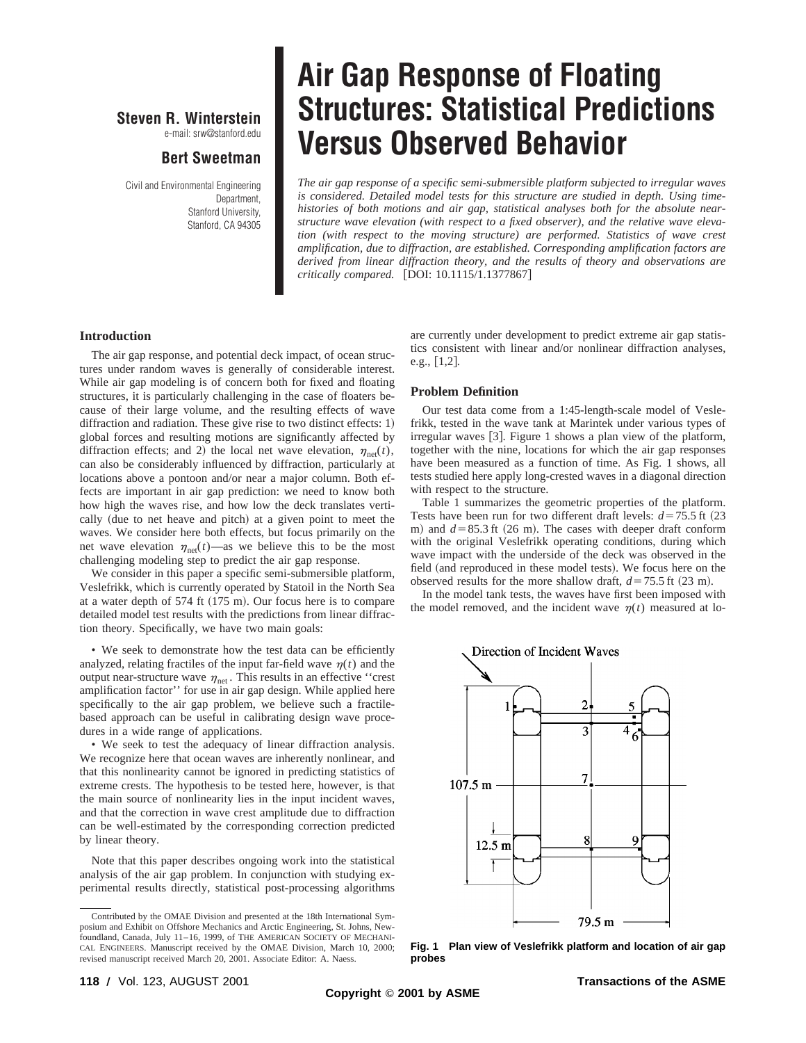# Air Gap Response of Floating Structures: Statistical Predictions Versus Observed Behavior

**Steven R. Winterstein**
e-mail: srw@stanford.edu

**Bert Sweetman**

Civil and Environmental Engineering Department,
Stanford University,
Stanford, CA 94305

*The air gap response of a specific semi-submersible platform subjected to irregular waves is considered. Detailed model tests for this structure are studied in depth. Using time-histories of both motions and air gap, statistical analyses both for the absolute near-structure wave elevation (with respect to a fixed observer), and the relative wave elevation (with respect to the moving structure) are performed. Statistics of wave crest amplification, due to diffraction, are established. Corresponding amplification factors are derived from linear diffraction theory, and the results of theory and observations are critically compared.* [DOI: 10.1115/1.1377867]

## Introduction

The air gap response, and potential deck impact, of ocean structures under random waves is generally of considerable interest. While air gap modeling is of concern both for fixed and floating structures, it is particularly challenging in the case of floaters because of their large volume, and the resulting effects of wave diffraction and radiation. These give rise to two distinct effects: 1) global forces and resulting motions are significantly affected by diffraction effects; and 2) the local net wave elevation, $\eta_{\text{net}}(t)$, can also be considerably influenced by diffraction, particularly at locations above a pontoon and/or near a major column. Both effects are important in air gap prediction: we need to know both how high the waves rise, and how low the deck translates vertically (due to net heave and pitch) at a given point to meet the waves. We consider here both effects, but focus primarily on the net wave elevation $\eta_{\text{net}}(t)$—as we believe this to be the most challenging modeling step to predict the air gap response.

We consider in this paper a specific semi-submersible platform, Veslefrikk, which is currently operated by Statoil in the North Sea at a water depth of 574 ft (175 m). Our focus here is to compare detailed model test results with the predictions from linear diffraction theory. Specifically, we have two main goals:

• We seek to demonstrate how the test data can be efficiently analyzed, relating fractiles of the input far-field wave $\eta(t)$ and the output near-structure wave $\eta_{\text{net}}$. This results in an effective ''crest amplification factor'' for use in air gap design. While applied here specifically to the air gap problem, we believe such a fractile-based approach can be useful in calibrating design wave procedures in a wide range of applications.

• We seek to test the adequacy of linear diffraction analysis. We recognize here that ocean waves are inherently nonlinear, and that this nonlinearity cannot be ignored in predicting statistics of extreme crests. The hypothesis to be tested here, however, is that the main source of nonlinearity lies in the input incident waves, and that the correction in wave crest amplitude due to diffraction can be well-estimated by the corresponding correction predicted by linear theory.

Note that this paper describes ongoing work into the statistical analysis of the air gap problem. In conjunction with studying experimental results directly, statistical post-processing algorithms are currently under development to predict extreme air gap statistics consistent with linear and/or nonlinear diffraction analyses, e.g., [1,2].

## Problem Definition

Our test data come from a 1:45-length-scale model of Veslefrikk, tested in the wave tank at Marintek under various types of irregular waves [3]. Figure 1 shows a plan view of the platform, together with the nine, locations for which the air gap responses have been measured as a function of time. As Fig. 1 shows, all tests studied here apply long-crested waves in a diagonal direction with respect to the structure.

Table 1 summarizes the geometric properties of the platform. Tests have been run for two different draft levels: $d = 75.5$ ft (23 m) and $d = 85.3$ ft (26 m). The cases with deeper draft conform with the original Veslefrikk operating conditions, during which wave impact with the underside of the deck was observed in the field (and reproduced in these model tests). We focus here on the observed results for the more shallow draft, $d = 75.5$ ft (23 m).

In the model tank tests, the waves have first been imposed with the model removed, and the incident wave $\eta(t)$ measured at lo-

**Fig. 1 Plan view of Veslefrikk platform and location of air gap probes**

Contributed by the OMAE Division and presented at the 18th International Symposium and Exhibit on Offshore Mechanics and Arctic Engineering, St. Johns, Newfoundland, Canada, July 11–16, 1999, of THE AMERICAN SOCIETY OF MECHANICAL ENGINEERS. Manuscript received by the OMAE Division, March 10, 2000; revised manuscript received March 20, 2001. Associate Editor: A. Naess.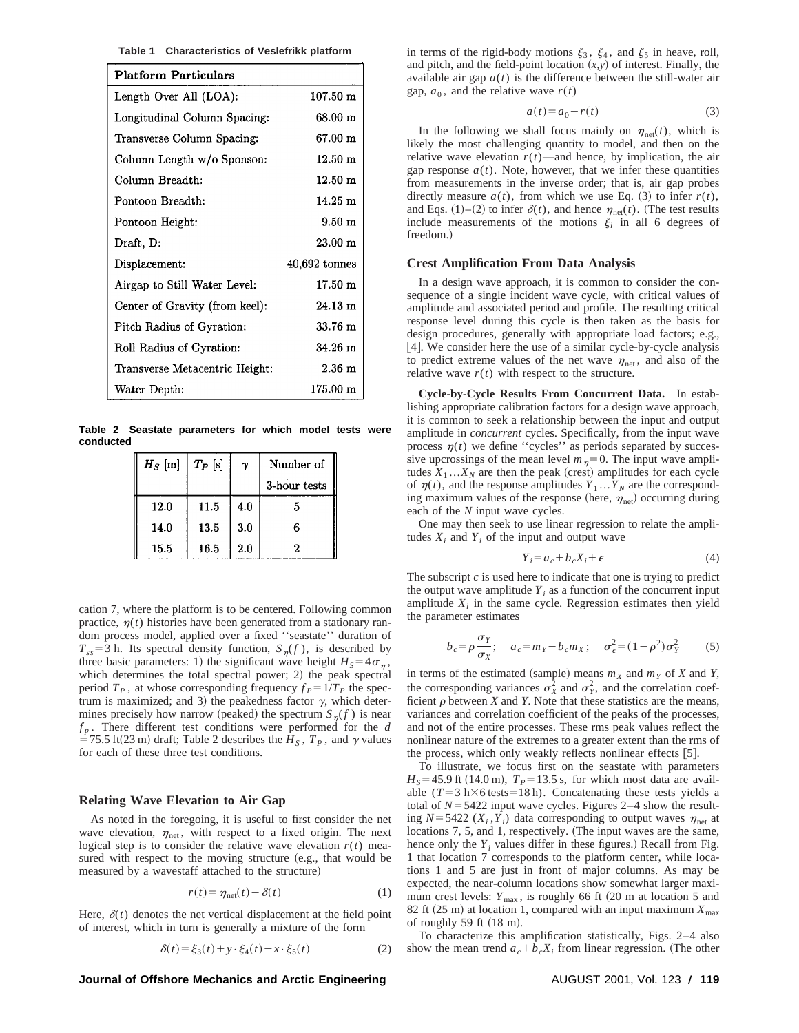**Table 1 Characteristics of Veslefrikk platform**

| Platform Particulars | |
|---|---|
| Length Over All (LOA): | 107.50 m |
| Longitudinal Column Spacing: | 68.00 m |
| Transverse Column Spacing: | 67.00 m |
| Column Length w/o Sponson: | 12.50 m |
| Column Breadth: | 12.50 m |
| Pontoon Breadth: | 14.25 m |
| Pontoon Height: | 9.50 m |
| Draft, D: | 23.00 m |
| Displacement: | 40,692 tonnes |
| Airgap to Still Water Level: | 17.50 m |
| Center of Gravity (from keel): | 24.13 m |
| Pitch Radius of Gyration: | 33.76 m |
| Roll Radius of Gyration: | 34.26 m |
| Transverse Metacentric Height: | 2.36 m |
| Water Depth: | 175.00 m |

**Table 2 Seastate parameters for which model tests were conducted**

| $H_S$ [m] | $T_P$ [s] | $\gamma$ | Number of 3-hour tests |
|---|---|---|---|
| 12.0 | 11.5 | 4.0 | 5 |
| 14.0 | 13.5 | 3.0 | 6 |
| 15.5 | 16.5 | 2.0 | 2 |

cation 7, where the platform is to be centered. Following common practice, $\eta(t)$ histories have been generated from a stationary random process model, applied over a fixed ''seastate'' duration of $T_{ss}=3$ h. Its spectral density function, $S_\eta(f)$, is described by three basic parameters: 1) the significant wave height $H_S=4\sigma_\eta$, which determines the total spectral power; 2) the peak spectral period $T_P$, at whose corresponding frequency $f_P=1/T_P$ the spectrum is maximized; and 3) the peakedness factor $\gamma$, which determines precisely how narrow (peaked) the spectrum $S_\eta(f)$ is near $f_p$. There different test conditions were performed for the $d=75.5$ ft(23 m) draft; Table 2 describes the $H_S$, $T_P$, and $\gamma$ values for each of these three test conditions.

## Relating Wave Elevation to Air Gap

As noted in the foregoing, it is useful to first consider the net wave elevation, $\eta_{\text{net}}$, with respect to a fixed origin. The next logical step is to consider the relative wave elevation $r(t)$ measured with respect to the moving structure (e.g., that would be measured by a wavestaff attached to the structure)

$$r(t)=\eta_{\text{net}}(t)-\delta(t) \tag{1}$$

Here, $\delta(t)$ denotes the net vertical displacement at the field point of interest, which in turn is generally a mixture of the form

$$\delta(t)=\xi_3(t)+y\cdot\xi_4(t)-x\cdot\xi_5(t) \tag{2}$$

in terms of the rigid-body motions $\xi_3$, $\xi_4$, and $\xi_5$ in heave, roll, and pitch, and the field-point location $(x,y)$ of interest. Finally, the available air gap $a(t)$ is the difference between the still-water air gap, $a_0$, and the relative wave $r(t)$

$$a(t)=a_0-r(t) \tag{3}$$

In the following we shall focus mainly on $\eta_{\text{net}}(t)$, which is likely the most challenging quantity to model, and then on the relative wave elevation $r(t)$—and hence, by implication, the air gap response $a(t)$. Note, however, that we infer these quantities from measurements in the inverse order; that is, air gap probes directly measure $a(t)$, from which we use Eq. (3) to infer $r(t)$, and Eqs. (1)–(2) to infer $\delta(t)$, and hence $\eta_{\text{net}}(t)$. (The test results include measurements of the motions $\xi_i$ in all 6 degrees of freedom.)

## Crest Amplification From Data Analysis

In a design wave approach, it is common to consider the consequence of a single incident wave cycle, with critical values of amplitude and associated period and profile. The resulting critical response level during this cycle is then taken as the basis for design procedures, generally with appropriate load factors; e.g., [4]. We consider here the use of a similar cycle-by-cycle analysis to predict extreme values of the net wave $\eta_{\text{net}}$, and also of the relative wave $r(t)$ with respect to the structure.

**Cycle-by-Cycle Results From Concurrent Data.** In establishing appropriate calibration factors for a design wave approach, it is common to seek a relationship between the input and output amplitude in *concurrent* cycles. Specifically, from the input wave process $\eta(t)$ we define ''cycles'' as periods separated by successive upcrossings of the mean level $m_\eta=0$. The input wave amplitudes $X_1 \ldots X_N$ are then the peak (crest) amplitudes for each cycle of $\eta(t)$, and the response amplitudes $Y_1 \ldots Y_N$ are the corresponding maximum values of the response (here, $\eta_{\text{net}}$) occurring during each of the $N$ input wave cycles.

One may then seek to use linear regression to relate the amplitudes $X_i$ and $Y_i$ of the input and output wave

$$Y_i=a_c+b_cX_i+\epsilon \tag{4}$$

The subscript $c$ is used here to indicate that one is trying to predict the output wave amplitude $Y_i$ as a function of the concurrent input amplitude $X_i$ in the same cycle. Regression estimates then yield the parameter estimates

$$b_c=\rho\frac{\sigma_Y}{\sigma_X};\quad a_c=m_Y-b_cm_X;\quad \sigma_\epsilon^2=(1-\rho^2)\sigma_Y^2 \tag{5}$$

in terms of the estimated (sample) means $m_X$ and $m_Y$ of $X$ and $Y$, the corresponding variances $\sigma_X^2$ and $\sigma_Y^2$, and the correlation coefficient $\rho$ between $X$ and $Y$. Note that these statistics are the means, variances and correlation coefficient of the peaks of the processes, and not of the entire processes. These rms peak values reflect the nonlinear nature of the extremes to a greater extent than the rms of the process, which only weakly reflects nonlinear effects [5].

To illustrate, we focus first on the seastate with parameters $H_S=45.9$ ft (14.0 m), $T_P=13.5$ s, for which most data are available ($T=3$ h$\times$6 tests$=$18 h). Concatenating these tests yields a total of $N=5422$ input wave cycles. Figures 2–4 show the resulting $N=5422$ $(X_i, Y_i)$ data corresponding to output waves $\eta_{\text{net}}$ at locations 7, 5, and 1, respectively. (The input waves are the same, hence only the $Y_i$ values differ in these figures.) Recall from Fig. 1 that location 7 corresponds to the platform center, while locations 1 and 5 are just in front of major columns. As may be expected, the near-column locations show somewhat larger maximum crest levels: $Y_{\max}$, is roughly 66 ft (20 m at location 5 and 82 ft (25 m) at location 1, compared with an input maximum $X_{\max}$ of roughly 59 ft (18 m).

To characterize this amplification statistically, Figs. 2–4 also show the mean trend $a_c+b_cX_i$ from linear regression. (The other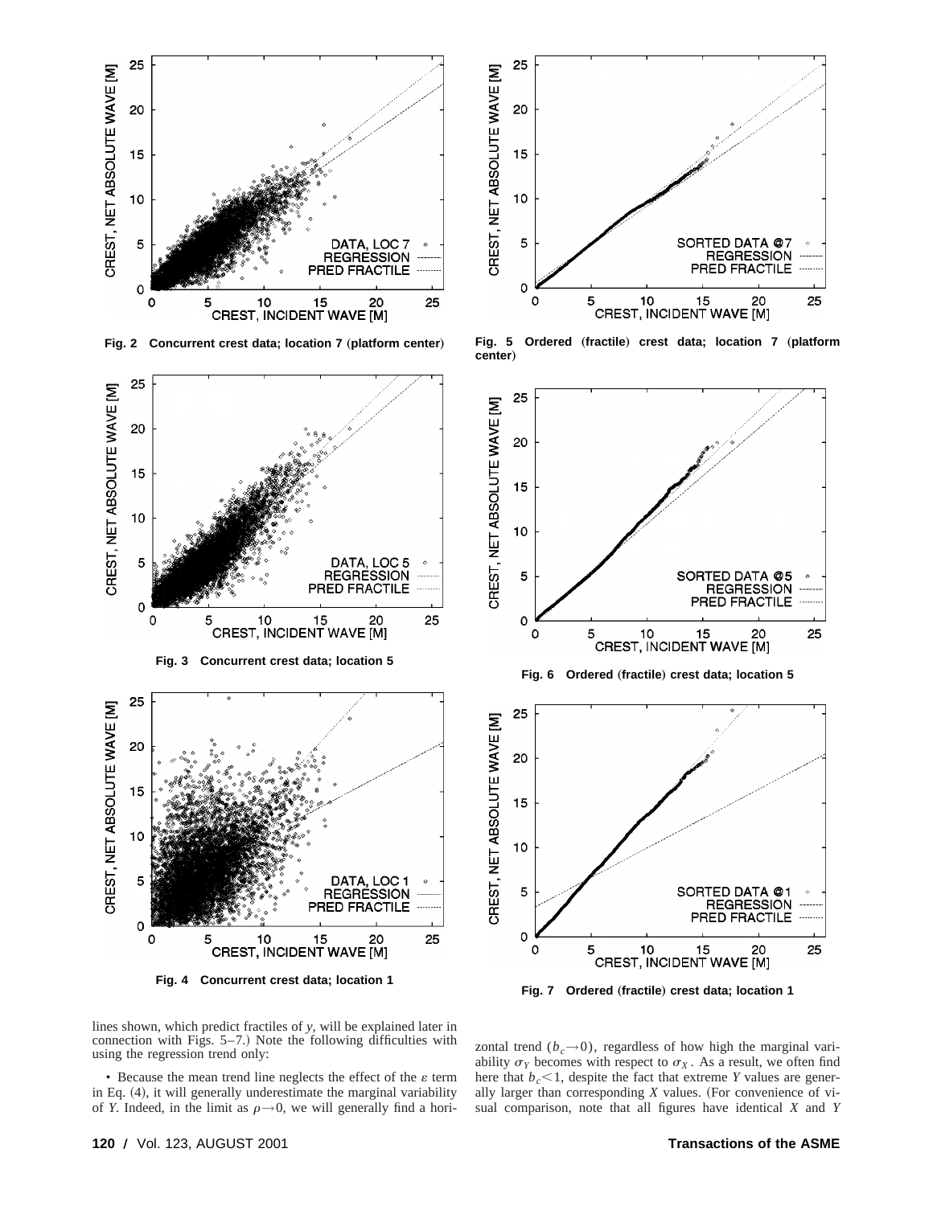Fig. 2 Concurrent crest data; location 7 (platform center)

Fig. 3 Concurrent crest data; location 5

Fig. 4 Concurrent crest data; location 1

Fig. 5 Ordered (fractile) crest data; location 7 (platform center)

Fig. 6 Ordered (fractile) crest data; location 5

Fig. 7 Ordered (fractile) crest data; location 1

lines shown, which predict fractiles of $y$, will be explained later in connection with Figs. 5–7.) Note the following difficulties with using the regression trend only:

• Because the mean trend line neglects the effect of the $\varepsilon$ term in Eq. (4), it will generally underestimate the marginal variability of $Y$. Indeed, in the limit as $\rho \rightarrow 0$, we will generally find a horizontal trend ($b_c \rightarrow 0$), regardless of how high the marginal variability $\sigma_Y$ becomes with respect to $\sigma_X$. As a result, we often find here that $b_c < 1$, despite the fact that extreme $Y$ values are generally larger than corresponding $X$ values. (For convenience of visual comparison, note that all figures have identical $X$ and $Y$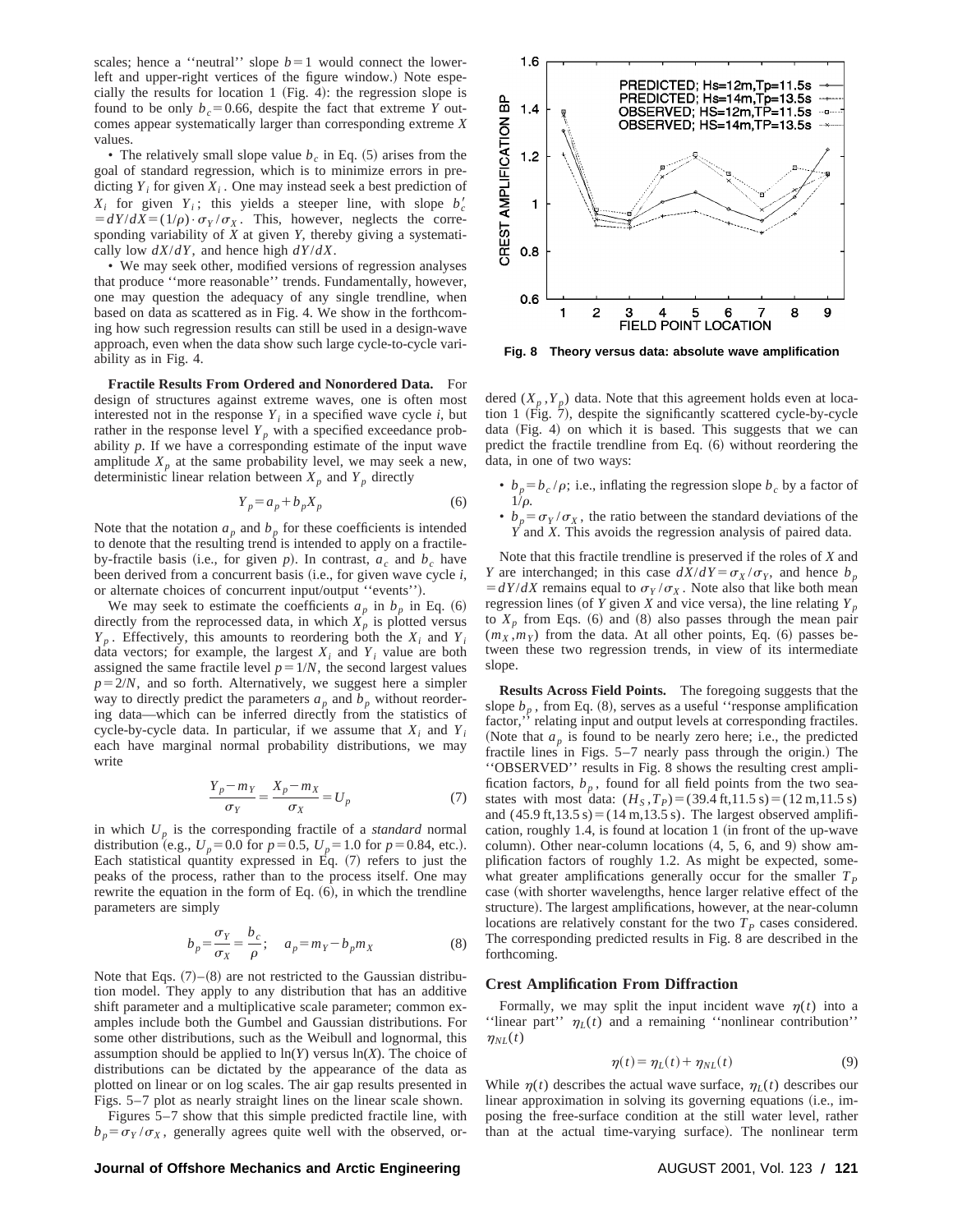scales; hence a ''neutral'' slope $b=1$ would connect the lower-left and upper-right vertices of the figure window.) Note especially the results for location 1 (Fig. 4): the regression slope is found to be only $b_c=0.66$, despite the fact that extreme $Y$ outcomes appear systematically larger than corresponding extreme $X$ values.

• The relatively small slope value $b_c$ in Eq. (5) arises from the goal of standard regression, which is to minimize errors in predicting $Y_i$ for given $X_i$. One may instead seek a best prediction of $X_i$ for given $Y_i$; this yields a steeper line, with slope $b_c' = dY/dX = (1/\rho)\cdot\sigma_Y/\sigma_X$. This, however, neglects the corresponding variability of $X$ at given $Y$, thereby giving a systematically low $dX/dY$, and hence high $dY/dX$.

• We may seek other, modified versions of regression analyses that produce ''more reasonable'' trends. Fundamentally, however, one may question the adequacy of any single trendline, when based on data as scattered as in Fig. 4. We show in the forthcoming how such regression results can still be used in a design-wave approach, even when the data show such large cycle-to-cycle variability as in Fig. 4.

**Fractile Results From Ordered and Nonordered Data.** For design of structures against extreme waves, one is often most interested not in the response $Y_i$ in a specified wave cycle $i$, but rather in the response level $Y_p$ with a specified exceedance probability $p$. If we have a corresponding estimate of the input wave amplitude $X_p$ at the same probability level, we may seek a new, deterministic linear relation between $X_p$ and $Y_p$ directly

$$Y_p = a_p + b_p X_p \quad (6)$$

Note that the notation $a_p$ and $b_p$ for these coefficients is intended to denote that the resulting trend is intended to apply on a fractile-by-fractile basis (i.e., for given $p$). In contrast, $a_c$ and $b_c$ have been derived from a concurrent basis (i.e., for given wave cycle $i$, or alternate choices of concurrent input/output ''events'').

We may seek to estimate the coefficients $a_p$ in $b_p$ in Eq. (6) directly from the reprocessed data, in which $X_p$ is plotted versus $Y_p$. Effectively, this amounts to reordering both the $X_i$ and $Y_i$ data vectors; for example, the largest $X_i$ and $Y_i$ value are both assigned the same fractile level $p=1/N$, the second largest values $p=2/N$, and so forth. Alternatively, we suggest here a simpler way to directly predict the parameters $a_p$ and $b_p$ without reordering data—which can be inferred directly from the statistics of cycle-by-cycle data. In particular, if we assume that $X_i$ and $Y_i$ each have marginal normal probability distributions, we may write

$$\frac{Y_p - m_Y}{\sigma_Y} = \frac{X_p - m_X}{\sigma_X} = U_p \quad (7)$$

in which $U_p$ is the corresponding fractile of a *standard* normal distribution (e.g., $U_p=0.0$ for $p=0.5$, $U_p=1.0$ for $p=0.84$, etc.). Each statistical quantity expressed in Eq. (7) refers to just the peaks of the process, rather than to the process itself. One may rewrite the equation in the form of Eq. (6), in which the trendline parameters are simply

$$b_p = \frac{\sigma_Y}{\sigma_X} = \frac{b_c}{\rho}; \quad a_p = m_Y - b_p m_X \quad (8)$$

Note that Eqs. (7)–(8) are not restricted to the Gaussian distribution model. They apply to any distribution that has an additive shift parameter and a multiplicative scale parameter; common examples include both the Gumbel and Gaussian distributions. For some other distributions, such as the Weibull and lognormal, this assumption should be applied to $\ln(Y)$ versus $\ln(X)$. The choice of distributions can be dictated by the appearance of the data as plotted on linear or on log scales. The air gap results presented in Figs. 5–7 plot as nearly straight lines on the linear scale shown.

Figures 5–7 show that this simple predicted fractile line, with $b_p=\sigma_Y/\sigma_X$, generally agrees quite well with the observed, ordered $(X_p, Y_p)$ data. Note that this agreement holds even at location 1 (Fig. 7), despite the significantly scattered cycle-by-cycle data (Fig. 4) on which it is based. This suggests that we can predict the fractile trendline from Eq. (6) without reordering the data, in one of two ways:

- $b_p=b_c/\rho$; i.e., inflating the regression slope $b_c$ by a factor of $1/\rho$.
- $b_p=\sigma_Y/\sigma_X$, the ratio between the standard deviations of the $Y$ and $X$. This avoids the regression analysis of paired data.

Note that this fractile trendline is preserved if the roles of $X$ and $Y$ are interchanged; in this case $dX/dY=\sigma_X/\sigma_Y$, and hence $b_p = dY/dX$ remains equal to $\sigma_Y/\sigma_X$. Note also that like both mean regression lines (of $Y$ given $X$ and vice versa), the line relating $Y_p$ to $X_p$ from Eqs. (6) and (8) also passes through the mean pair $(m_X, m_Y)$ from the data. At all other points, Eq. (6) passes between these two regression trends, in view of its intermediate slope.

**Fig. 8 Theory versus data: absolute wave amplification**

**Results Across Field Points.** The foregoing suggests that the slope $b_p$, from Eq. (8), serves as a useful ''response amplification factor,'' relating input and output levels at corresponding fractiles. (Note that $a_p$ is found to be nearly zero here; i.e., the predicted fractile lines in Figs. 5–7 nearly pass through the origin.) The ''OBSERVED'' results in Fig. 8 shows the resulting crest amplification factors, $b_p$, found for all field points from the two seastates with most data: $(H_S, T_P)=(39.4\text{ ft}, 11.5\text{ s})=(12\text{ m}, 11.5\text{ s})$ and $(45.9\text{ ft}, 13.5\text{ s})=(14\text{ m}, 13.5\text{ s})$. The largest observed amplification, roughly 1.4, is found at location 1 (in front of the up-wave column). Other near-column locations (4, 5, 6, and 9) show amplification factors of roughly 1.2. As might be expected, somewhat greater amplifications generally occur for the smaller $T_P$ case (with shorter wavelengths, hence larger relative effect of the structure). The largest amplifications, however, at the near-column locations are relatively constant for the two $T_P$ cases considered. The corresponding predicted results in Fig. 8 are described in the forthcoming.

## Crest Amplification From Diffraction

Formally, we may split the input incident wave $\eta(t)$ into a ''linear part'' $\eta_L(t)$ and a remaining ''nonlinear contribution'' $\eta_{NL}(t)$

$$\eta(t) = \eta_L(t) + \eta_{NL}(t) \quad (9)$$

While $\eta(t)$ describes the actual wave surface, $\eta_L(t)$ describes our linear approximation in solving its governing equations (i.e., imposing the free-surface condition at the still water level, rather than at the actual time-varying surface). The nonlinear term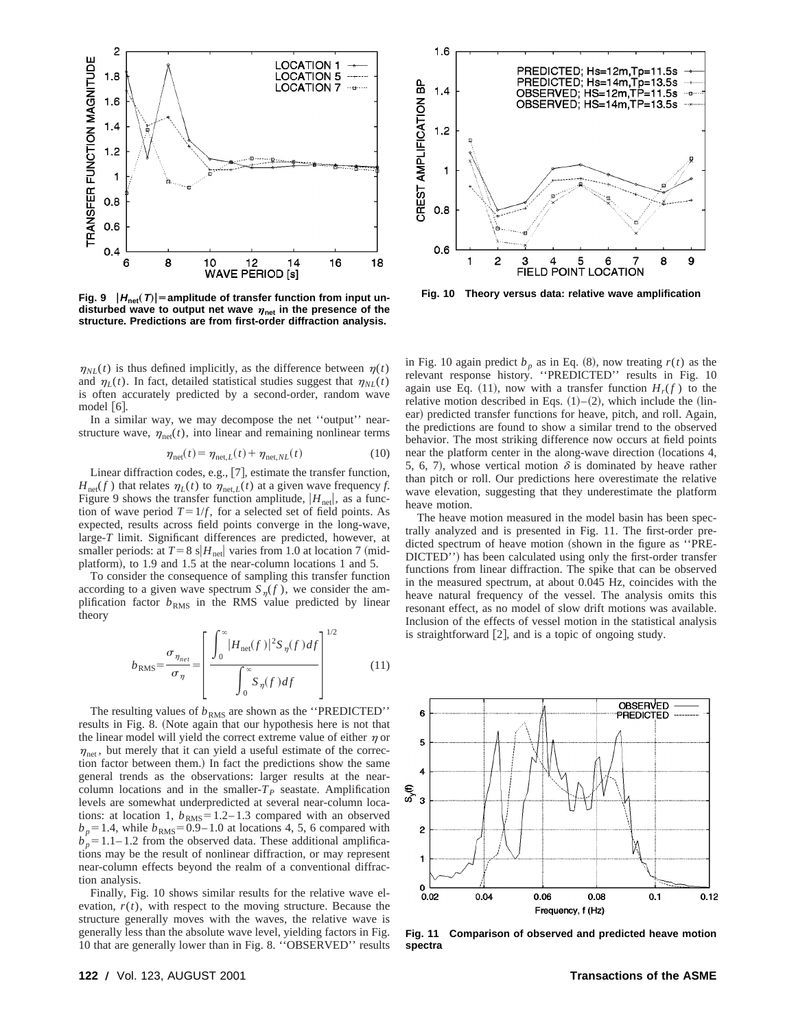Fig. 9 $|H_{net}(T)|$ = amplitude of transfer function from input undisturbed wave to output net wave $\eta_{net}$ in the presence of the structure. Predictions are from first-order diffraction analysis.

Fig. 10 Theory versus data: relative wave amplification

$\eta_{NL}(t)$ is thus defined implicitly, as the difference between $\eta(t)$ and $\eta_L(t)$. In fact, detailed statistical studies suggest that $\eta_{NL}(t)$ is often accurately predicted by a second-order, random wave model [6].

In a similar way, we may decompose the net ''output'' near-structure wave, $\eta_{net}(t)$, into linear and remaining nonlinear terms

$$\eta_{net}(t) = \eta_{net,L}(t) + \eta_{net,NL}(t) \tag{10}$$

Linear diffraction codes, e.g., [7], estimate the transfer function, $H_{net}(f)$ that relates $\eta_L(t)$ to $\eta_{net,L}(t)$ at a given wave frequency $f$. Figure 9 shows the transfer function amplitude, $|H_{net}|$, as a function of wave period $T = 1/f$, for a selected set of field points. As expected, results across field points converge in the long-wave, large-$T$ limit. Significant differences are predicted, however, at smaller periods: at $T = 8$ s$|H_{net}|$ varies from 1.0 at location 7 (mid-platform), to 1.9 and 1.5 at the near-column locations 1 and 5.

To consider the consequence of sampling this transfer function according to a given wave spectrum $S_\eta(f)$, we consider the amplification factor $b_{RMS}$ in the RMS value predicted by linear theory

$$b_{RMS} = \frac{\sigma_{\eta_{net}}}{\sigma_\eta} = \left[ \frac{\int_0^\infty |H_{net}(f)|^2 S_\eta(f) df}{\int_0^\infty S_\eta(f) df} \right]^{1/2} \tag{11}$$

The resulting values of $b_{RMS}$ are shown as the ''PREDICTED'' results in Fig. 8. (Note again that our hypothesis here is not that the linear model will yield the correct extreme value of either $\eta$ or $\eta_{net}$, but merely that it can yield a useful estimate of the correction factor between them.) In fact the predictions show the same general trends as the observations: larger results at the near-column locations and in the smaller-$T_P$ seastate. Amplification levels are somewhat underpredicted at several near-column locations: at location 1, $b_{RMS} = 1.2$–$1.3$ compared with an observed $b_p = 1.4$, while $b_{RMS} = 0.9$–$1.0$ at locations 4, 5, 6 compared with $b_p = 1.1$–$1.2$ from the observed data. These additional amplifications may be the result of nonlinear diffraction, or may represent near-column effects beyond the realm of a conventional diffraction analysis.

Finally, Fig. 10 shows similar results for the relative wave elevation, $r(t)$, with respect to the moving structure. Because the structure generally moves with the waves, the relative wave is generally less than the absolute wave level, yielding factors in Fig. 10 that are generally lower than in Fig. 8. ''OBSERVED'' results in Fig. 10 again predict $b_p$ as in Eq. (8), now treating $r(t)$ as the relevant response history. ''PREDICTED'' results in Fig. 10 again use Eq. (11), now with a transfer function $H_r(f)$ to the relative motion described in Eqs. (1)–(2), which include the (linear) predicted transfer functions for heave, pitch, and roll. Again, the predictions are found to show a similar trend to the observed behavior. The most striking difference now occurs at field points near the platform center in the along-wave direction (locations 4, 5, 6, 7), whose vertical motion $\delta$ is dominated by heave rather than pitch or roll. Our predictions here overestimate the relative wave elevation, suggesting that they underestimate the platform heave motion.

The heave motion measured in the model basin has been spectrally analyzed and is presented in Fig. 11. The first-order predicted spectrum of heave motion (shown in the figure as ''PREDICTED'') has been calculated using only the first-order transfer functions from linear diffraction. The spike that can be observed in the measured spectrum, at about 0.045 Hz, coincides with the heave natural frequency of the vessel. The analysis omits this resonant effect, as no model of slow drift motions was available. Inclusion of the effects of vessel motion in the statistical analysis is straightforward [2], and is a topic of ongoing study.

Fig. 11 Comparison of observed and predicted heave motion spectra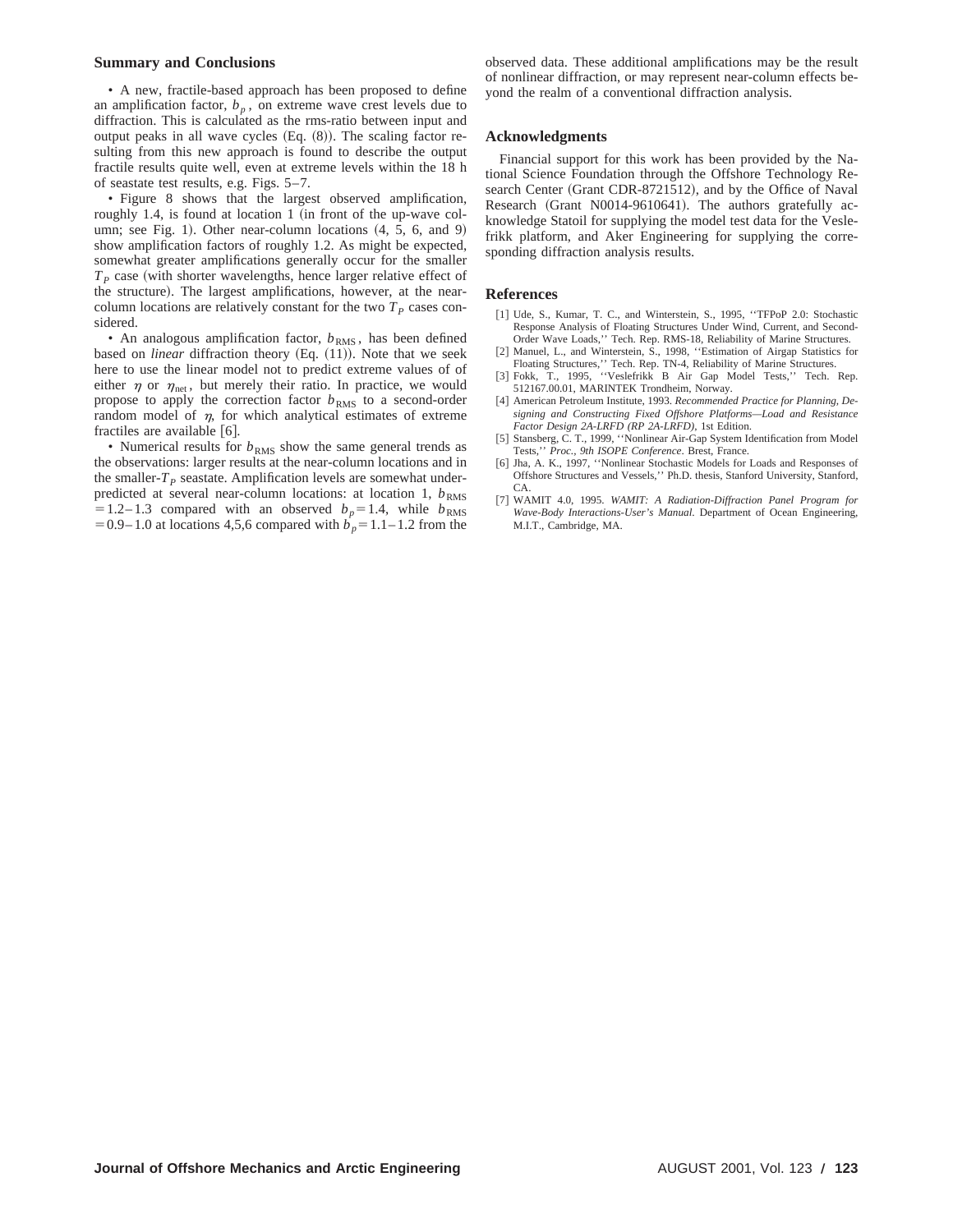## Summary and Conclusions

- A new, fractile-based approach has been proposed to define an amplification factor, $b_p$, on extreme wave crest levels due to diffraction. This is calculated as the rms-ratio between input and output peaks in all wave cycles (Eq. (8)). The scaling factor resulting from this new approach is found to describe the output fractile results quite well, even at extreme levels within the 18 h of seastate test results, e.g. Figs. 5–7.
- Figure 8 shows that the largest observed amplification, roughly 1.4, is found at location 1 (in front of the up-wave column; see Fig. 1). Other near-column locations (4, 5, 6, and 9) show amplification factors of roughly 1.2. As might be expected, somewhat greater amplifications generally occur for the smaller $T_P$ case (with shorter wavelengths, hence larger relative effect of the structure). The largest amplifications, however, at the near-column locations are relatively constant for the two $T_P$ cases considered.
- An analogous amplification factor, $b_{\mathrm{RMS}}$, has been defined based on *linear* diffraction theory (Eq. (11)). Note that we seek here to use the linear model not to predict extreme values of of either $\eta$ or $\eta_{\mathrm{net}}$, but merely their ratio. In practice, we would propose to apply the correction factor $b_{\mathrm{RMS}}$ to a second-order random model of $\eta$, for which analytical estimates of extreme fractiles are available [6].
- Numerical results for $b_{\mathrm{RMS}}$ show the same general trends as the observations: larger results at the near-column locations and in the smaller-$T_P$ seastate. Amplification levels are somewhat underpredicted at several near-column locations: at location 1, $b_{\mathrm{RMS}} = 1.2–1.3$ compared with an observed $b_p = 1.4$, while $b_{\mathrm{RMS}} = 0.9–1.0$ at locations 4,5,6 compared with $b_p = 1.1–1.2$ from the observed data. These additional amplifications may be the result of nonlinear diffraction, or may represent near-column effects beyond the realm of a conventional diffraction analysis.

## Acknowledgments

Financial support for this work has been provided by the National Science Foundation through the Offshore Technology Research Center (Grant CDR-8721512), and by the Office of Naval Research (Grant N0014-9610641). The authors gratefully acknowledge Statoil for supplying the model test data for the Veslefrikk platform, and Aker Engineering for supplying the corresponding diffraction analysis results.

## References

[1] Ude, S., Kumar, T. C., and Winterstein, S., 1995, ''TFPoP 2.0: Stochastic Response Analysis of Floating Structures Under Wind, Current, and Second-Order Wave Loads,'' Tech. Rep. RMS-18, Reliability of Marine Structures.

[2] Manuel, L., and Winterstein, S., 1998, ''Estimation of Airgap Statistics for Floating Structures,'' Tech. Rep. TN-4, Reliability of Marine Structures.

[3] Fokk, T., 1995, ''Veslefrikk B Air Gap Model Tests,'' Tech. Rep. 512167.00.01, MARINTEK Trondheim, Norway.

[4] American Petroleum Institute, 1993. *Recommended Practice for Planning, Designing and Constructing Fixed Offshore Platforms—Load and Resistance Factor Design 2A-LRFD (RP 2A-LRFD)*, 1st Edition.

[5] Stansberg, C. T., 1999, ''Nonlinear Air-Gap System Identification from Model Tests,'' *Proc., 9th ISOPE Conference*. Brest, France.

[6] Jha, A. K., 1997, ''Nonlinear Stochastic Models for Loads and Responses of Offshore Structures and Vessels,'' Ph.D. thesis, Stanford University, Stanford, CA.

[7] WAMIT 4.0, 1995. *WAMIT: A Radiation-Diffraction Panel Program for Wave-Body Interactions-User's Manual*. Department of Ocean Engineering, M.I.T., Cambridge, MA.